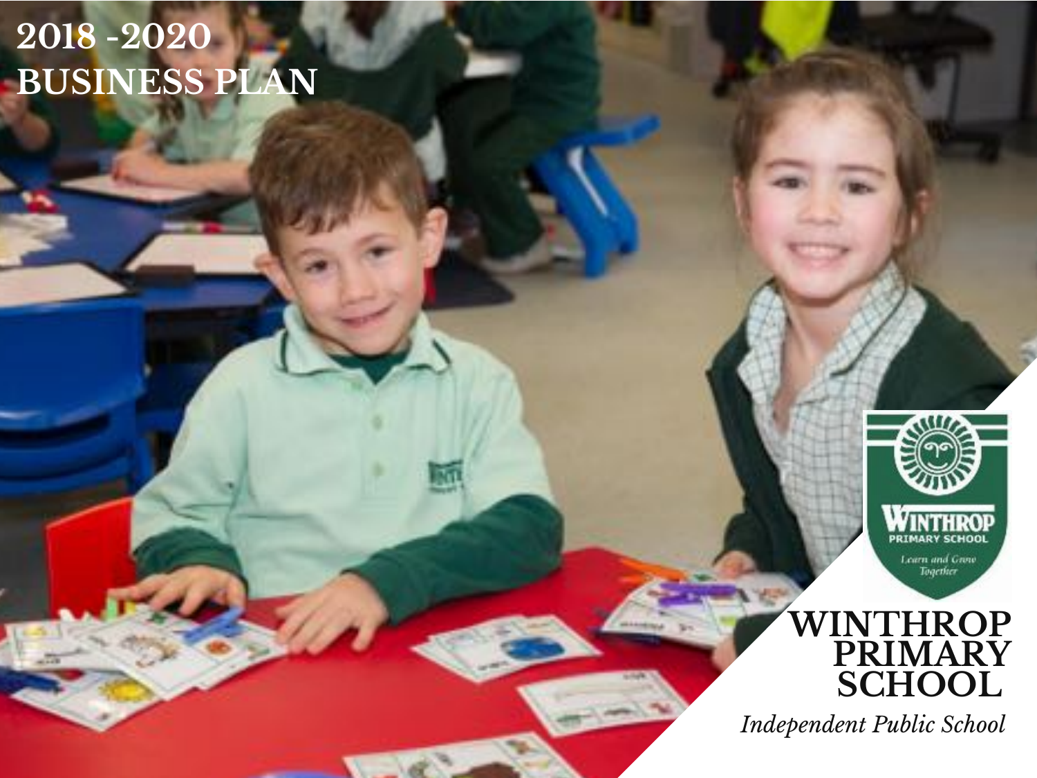# 2018 -2020 BUSINESS PLAN

WINTHROP PRIMARY SCHOOL

*Independent Public School*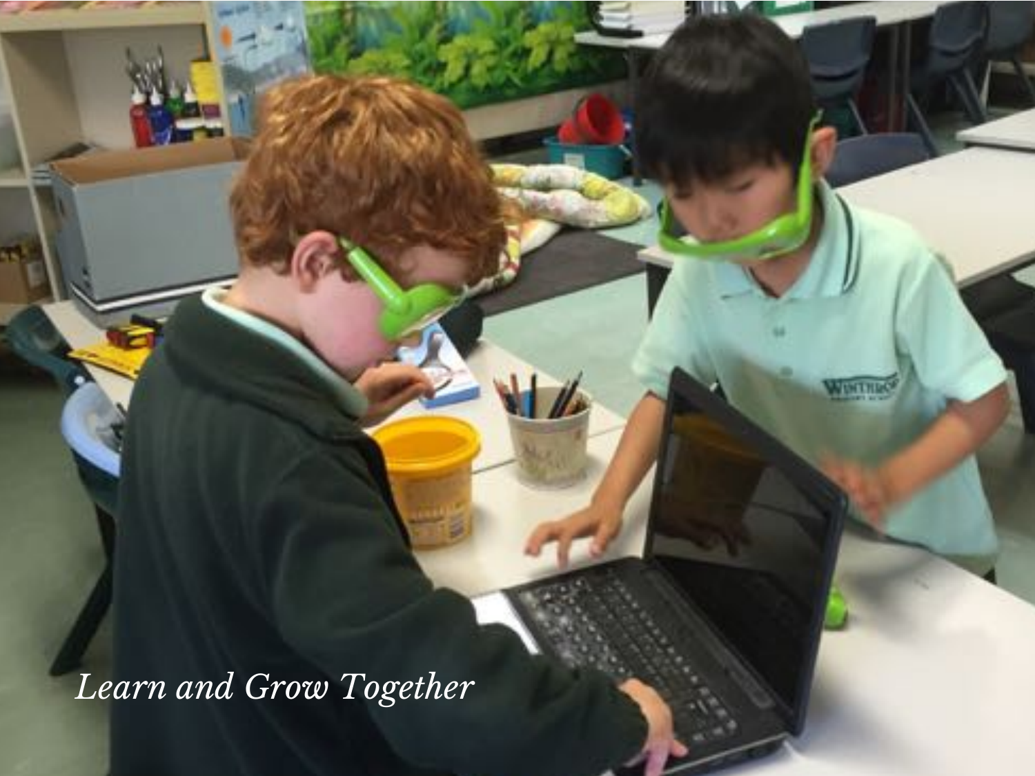*Learn and Grow Together*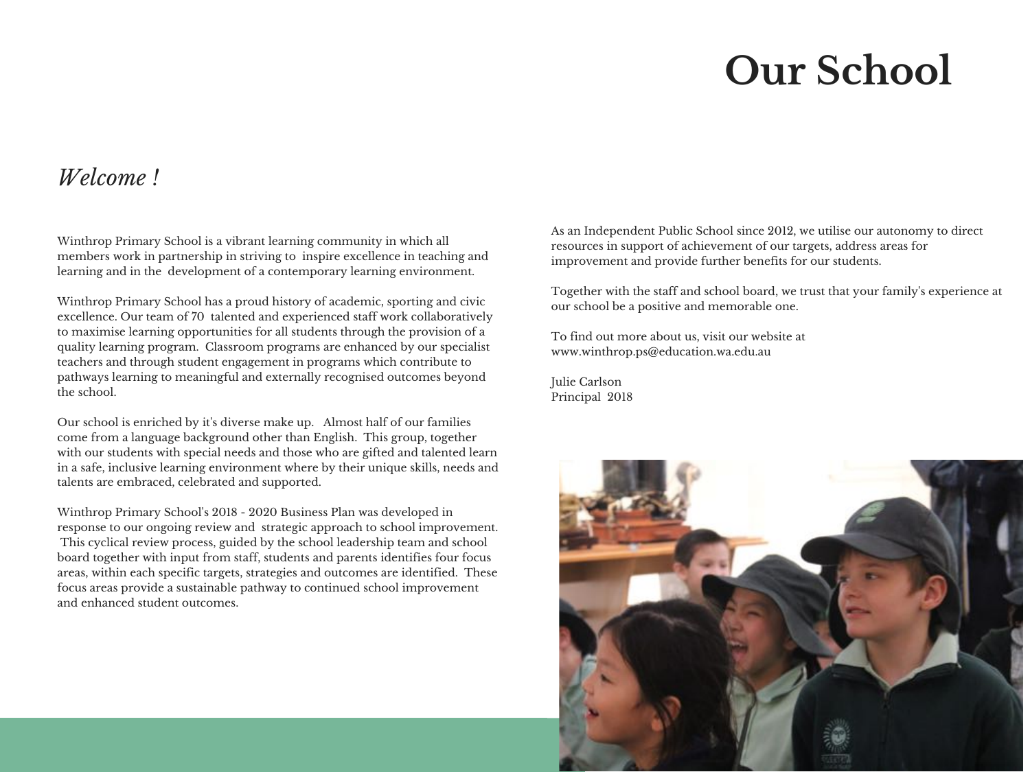# Our School

*Welcome !*

Winthrop Primary School is a vibrant learning community in which all members work in partnership in striving to inspire excellence in teaching and learning and in the development of a contemporary learning environment.

Winthrop Primary School has a proud history of academic, sporting and civic excellence. Our team of 70 talented and experienced staff work collaboratively to maximise learning opportunities for all students through the provision of a quality learning program. Classroom programs are enhanced by our specialist teachers and through student engagement in programs which contribute to pathways learning to meaningful and externally recognised outcomes beyond the school.

Our school is enriched by it's diverse make up. Almost half of our families come from a language background other than English. This group, together with our students with special needs and those who are gifted and talented learn in a safe, inclusive learning environment where by their unique skills, needs and talents are embraced, celebrated and supported.

Winthrop Primary School's 2018 - 2020 Business Plan was developed in response to our ongoing review and strategic approach to school improvement. This cyclical review process, guided by the school leadership team and school board together with input from staff, students and parents identifies four focus areas, within each specific targets, strategies and outcomes are identified. These focus areas provide a sustainable pathway to continued school improvement and enhanced student outcomes.

As an Independent Public School since 2012, we utilise our autonomy to direct resources in support of achievement of our targets, address areas for improvement and provide further benefits for our students.

Together with the staff and school board, we trust that your family's experience at our school be a positive and memorable one.

To find out more about us, visit our website at www.winthrop.ps@education.wa.edu.au

Julie Carlson
Principal 2018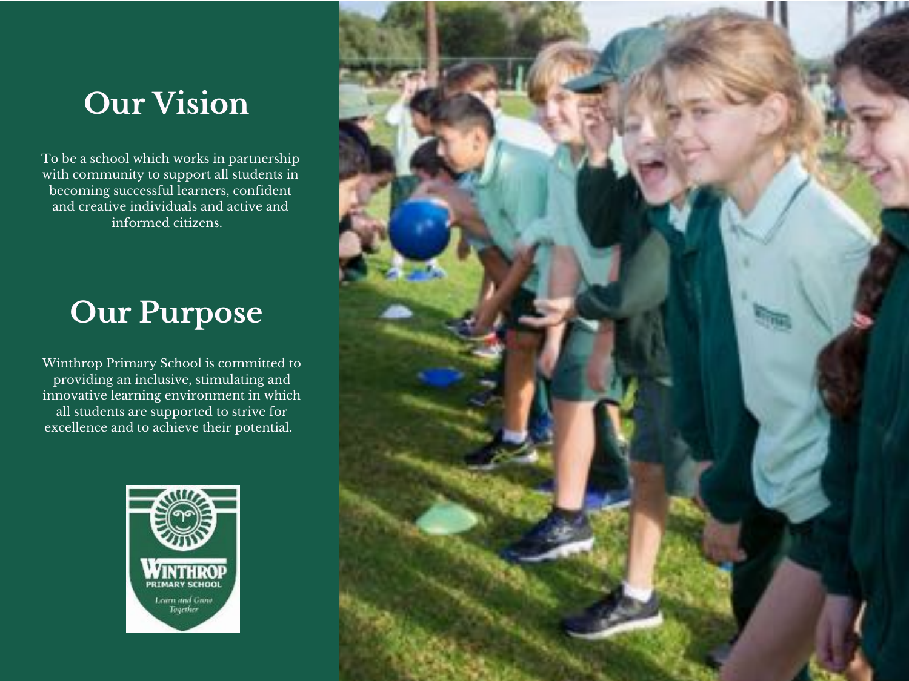## Our Vision

To be a school which works in partnership with community to support all students in becoming successful learners, confident and creative individuals and active and informed citizens.

## Our Purpose

Winthrop Primary School is committed to providing an inclusive, stimulating and innovative learning environment in which all students are supported to strive for excellence and to achieve their potential.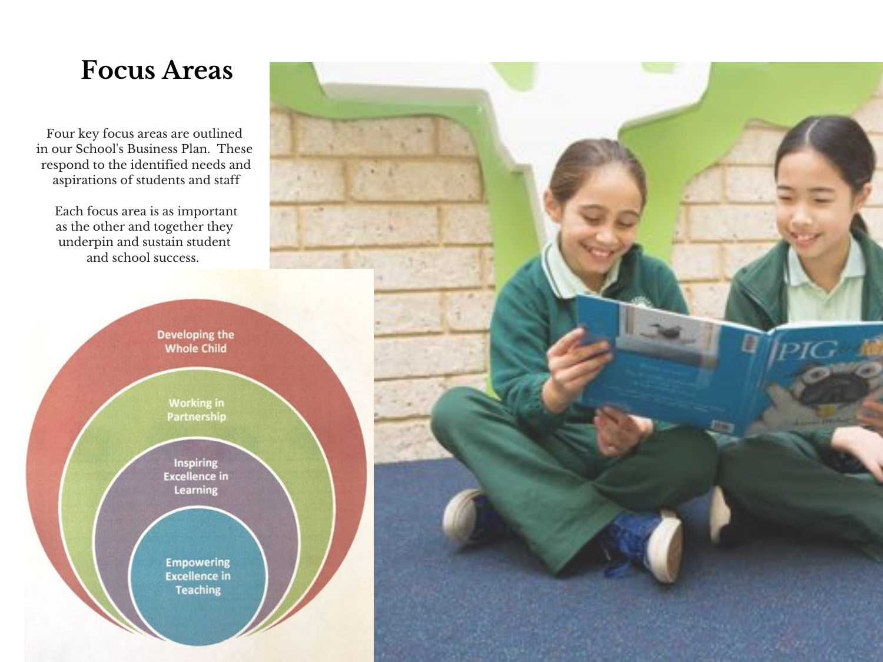# Focus Areas

Four key focus areas are outlined in our School's Business Plan. These respond to the identified needs and aspirations of students and staff

Each focus area is as important as the other and together they underpin and sustain student and school success.

- Developing the Whole Child
- Working in Partnership
- Inspiring Excellence in Learning
- Empowering Excellence in Teaching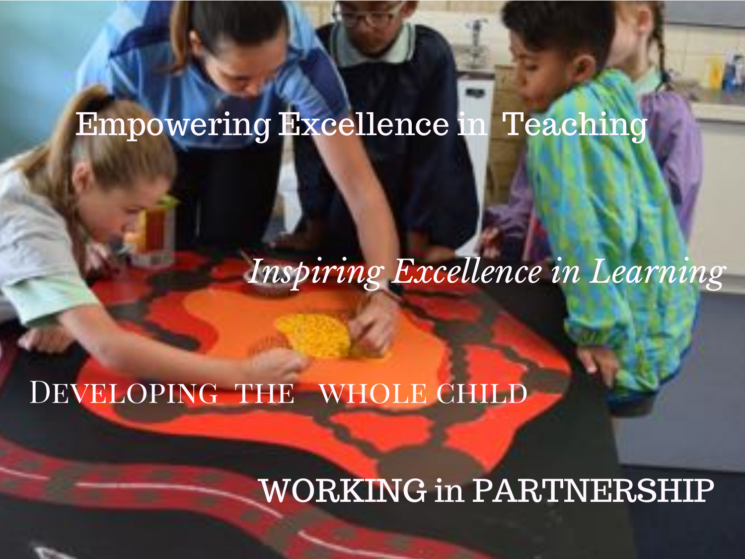Empowering Excellence in Teaching

*Inspiring Excellence in Learning*

DEVELOPING THE WHOLE CHILD

WORKING in PARTNERSHIP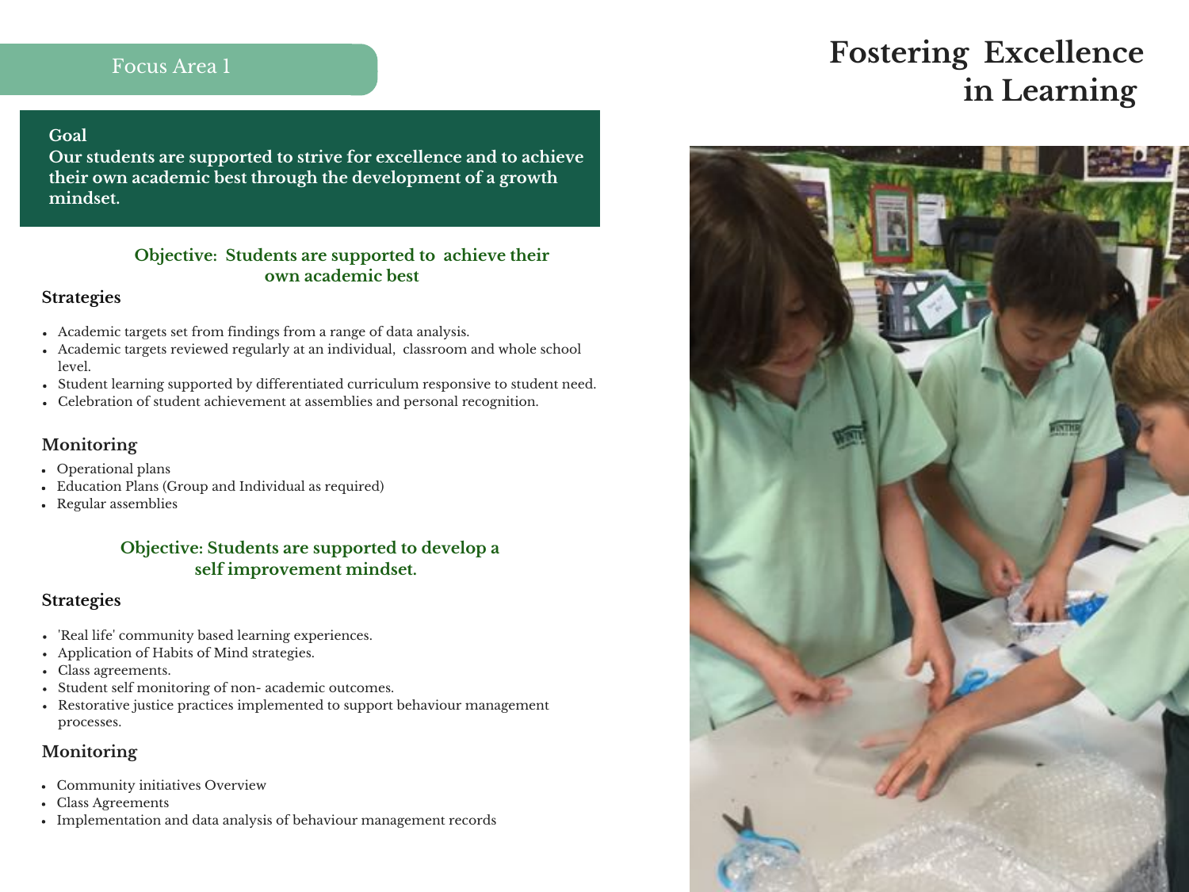# Fostering Excellence in Learning

## Focus Area 1

**Goal**

**Our students are supported to strive for excellence and to achieve their own academic best through the development of a growth mindset.**

### Objective: Students are supported to achieve their own academic best

#### Strategies

- Academic targets set from findings from a range of data analysis.
- Academic targets reviewed regularly at an individual, classroom and whole school level.
- Student learning supported by differentiated curriculum responsive to student need.
- Celebration of student achievement at assemblies and personal recognition.

#### Monitoring

- Operational plans
- Education Plans (Group and Individual as required)
- Regular assemblies

### Objective: Students are supported to develop a self improvement mindset.

#### Strategies

- 'Real life' community based learning experiences.
- Application of Habits of Mind strategies.
- Class agreements.
- Student self monitoring of non- academic outcomes.
- Restorative justice practices implemented to support behaviour management processes.

#### Monitoring

- Community initiatives Overview
- Class Agreements
- Implementation and data analysis of behaviour management records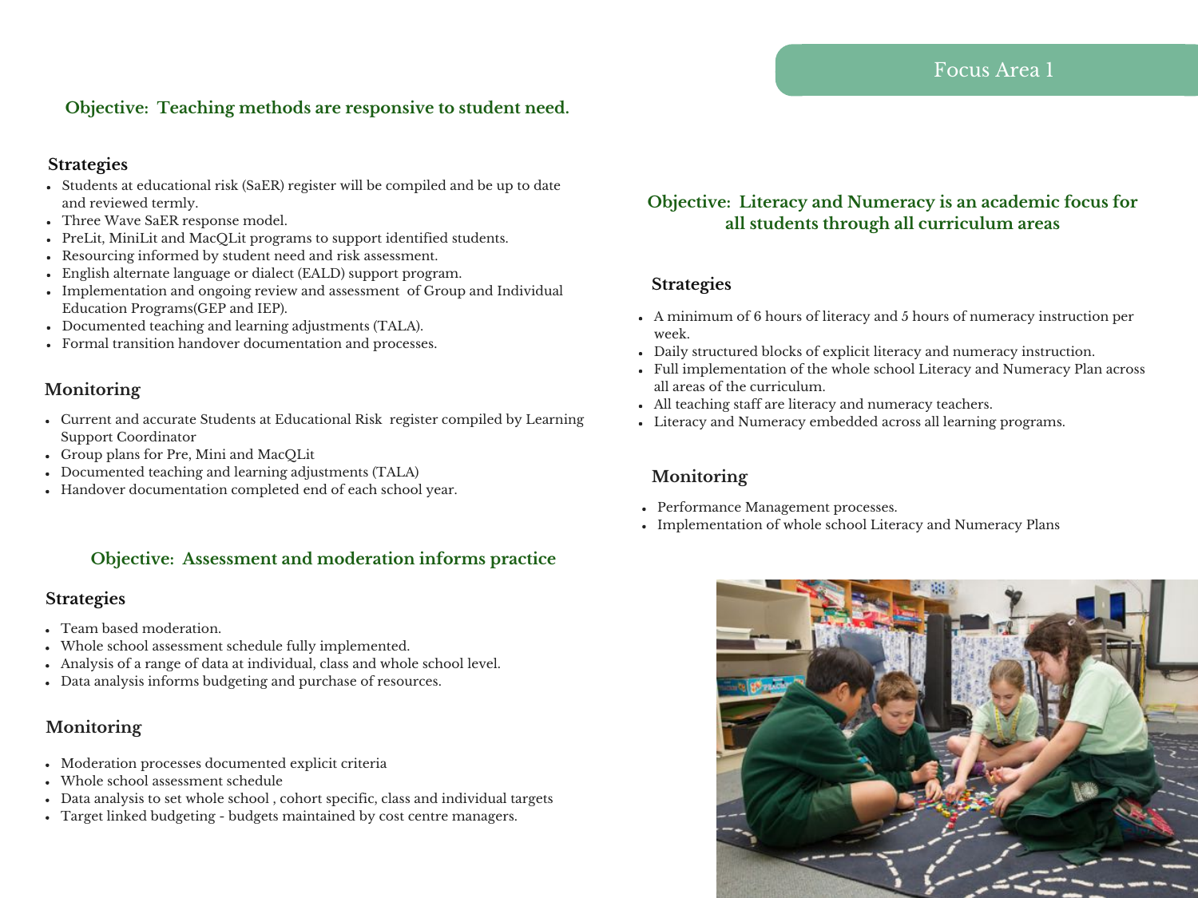## Focus Area 1

### Objective: Teaching methods are responsive to student need.

#### Strategies

- Students at educational risk (SaER) register will be compiled and be up to date and reviewed termly.
- Three Wave SaER response model.
- PreLit, MiniLit and MacQLit programs to support identified students.
- Resourcing informed by student need and risk assessment.
- English alternate language or dialect (EALD) support program.
- Implementation and ongoing review and assessment of Group and Individual Education Programs(GEP and IEP).
- Documented teaching and learning adjustments (TALA).
- Formal transition handover documentation and processes.

#### Monitoring

- Current and accurate Students at Educational Risk register compiled by Learning Support Coordinator
- Group plans for Pre, Mini and MacQLit
- Documented teaching and learning adjustments (TALA)
- Handover documentation completed end of each school year.

### Objective: Assessment and moderation informs practice

#### Strategies

- Team based moderation.
- Whole school assessment schedule fully implemented.
- Analysis of a range of data at individual, class and whole school level.
- Data analysis informs budgeting and purchase of resources.

#### Monitoring

- Moderation processes documented explicit criteria
- Whole school assessment schedule
- Data analysis to set whole school , cohort specific, class and individual targets
- Target linked budgeting - budgets maintained by cost centre managers.

### Objective: Literacy and Numeracy is an academic focus for all students through all curriculum areas

#### Strategies

- A minimum of 6 hours of literacy and 5 hours of numeracy instruction per week.
- Daily structured blocks of explicit literacy and numeracy instruction.
- Full implementation of the whole school Literacy and Numeracy Plan across all areas of the curriculum.
- All teaching staff are literacy and numeracy teachers.
- Literacy and Numeracy embedded across all learning programs.

#### Monitoring

- Performance Management processes.
- Implementation of whole school Literacy and Numeracy Plans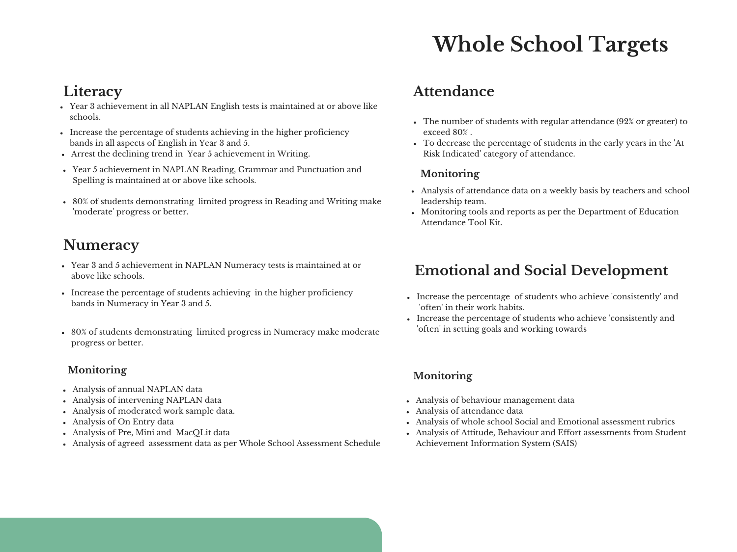# Whole School Targets

## Literacy

- Year 3 achievement in all NAPLAN English tests is maintained at or above like schools.
- Increase the percentage of students achieving in the higher proficiency bands in all aspects of English in Year 3 and 5.
- Arrest the declining trend in Year 5 achievement in Writing.
- Year 5 achievement in NAPLAN Reading, Grammar and Punctuation and Spelling is maintained at or above like schools.
- 80% of students demonstrating limited progress in Reading and Writing make 'moderate' progress or better.

## Numeracy

- Year 3 and 5 achievement in NAPLAN Numeracy tests is maintained at or above like schools.
- Increase the percentage of students achieving in the higher proficiency bands in Numeracy in Year 3 and 5.
- 80% of students demonstrating limited progress in Numeracy make moderate progress or better.

### Monitoring

- Analysis of annual NAPLAN data
- Analysis of intervening NAPLAN data
- Analysis of moderated work sample data.
- Analysis of On Entry data
- Analysis of Pre, Mini and MacQLit data
- Analysis of agreed assessment data as per Whole School Assessment Schedule

## Attendance

- The number of students with regular attendance (92% or greater) to exceed 80% .
- To decrease the percentage of students in the early years in the 'At Risk Indicated' category of attendance.

### Monitoring

- Analysis of attendance data on a weekly basis by teachers and school leadership team.
- Monitoring tools and reports as per the Department of Education Attendance Tool Kit.

## Emotional and Social Development

- Increase the percentage of students who achieve 'consistently' and 'often' in their work habits.
- Increase the percentage of students who achieve 'consistently and 'often' in setting goals and working towards

### Monitoring

- Analysis of behaviour management data
- Analysis of attendance data
- Analysis of whole school Social and Emotional assessment rubrics
- Analysis of Attitude, Behaviour and Effort assessments from Student Achievement Information System (SAIS)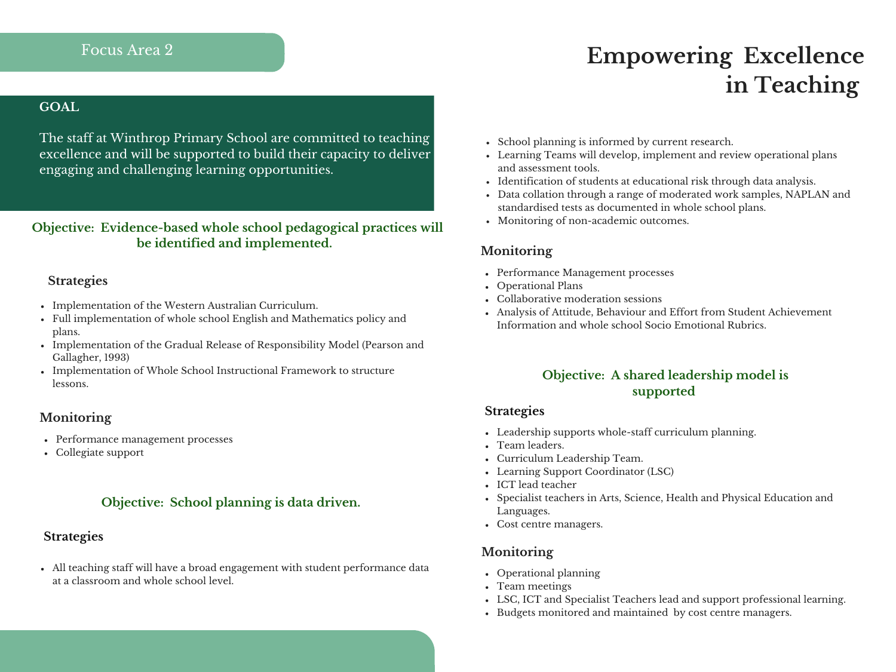Focus Area 2

# Empowering Excellence in Teaching

**GOAL**

The staff at Winthrop Primary School are committed to teaching excellence and will be supported to build their capacity to deliver engaging and challenging learning opportunities.

## Objective: Evidence-based whole school pedagogical practices will be identified and implemented.

### Strategies

- Implementation of the Western Australian Curriculum.
- Full implementation of whole school English and Mathematics policy and plans.
- Implementation of the Gradual Release of Responsibility Model (Pearson and Gallagher, 1993)
- Implementation of Whole School Instructional Framework to structure lessons.

### Monitoring

- Performance management processes
- Collegiate support

## Objective: School planning is data driven.

### Strategies

- All teaching staff will have a broad engagement with student performance data at a classroom and whole school level.
- School planning is informed by current research.
- Learning Teams will develop, implement and review operational plans and assessment tools.
- Identification of students at educational risk through data analysis.
- Data collation through a range of moderated work samples, NAPLAN and standardised tests as documented in whole school plans.
- Monitoring of non-academic outcomes.

### Monitoring

- Performance Management processes
- Operational Plans
- Collaborative moderation sessions
- Analysis of Attitude, Behaviour and Effort from Student Achievement Information and whole school Socio Emotional Rubrics.

## Objective: A shared leadership model is supported

### Strategies

- Leadership supports whole-staff curriculum planning.
- Team leaders.
- Curriculum Leadership Team.
- Learning Support Coordinator (LSC)
- ICT lead teacher
- Specialist teachers in Arts, Science, Health and Physical Education and Languages.
- Cost centre managers.

### Monitoring

- Operational planning
- Team meetings
- LSC, ICT and Specialist Teachers lead and support professional learning.
- Budgets monitored and maintained by cost centre managers.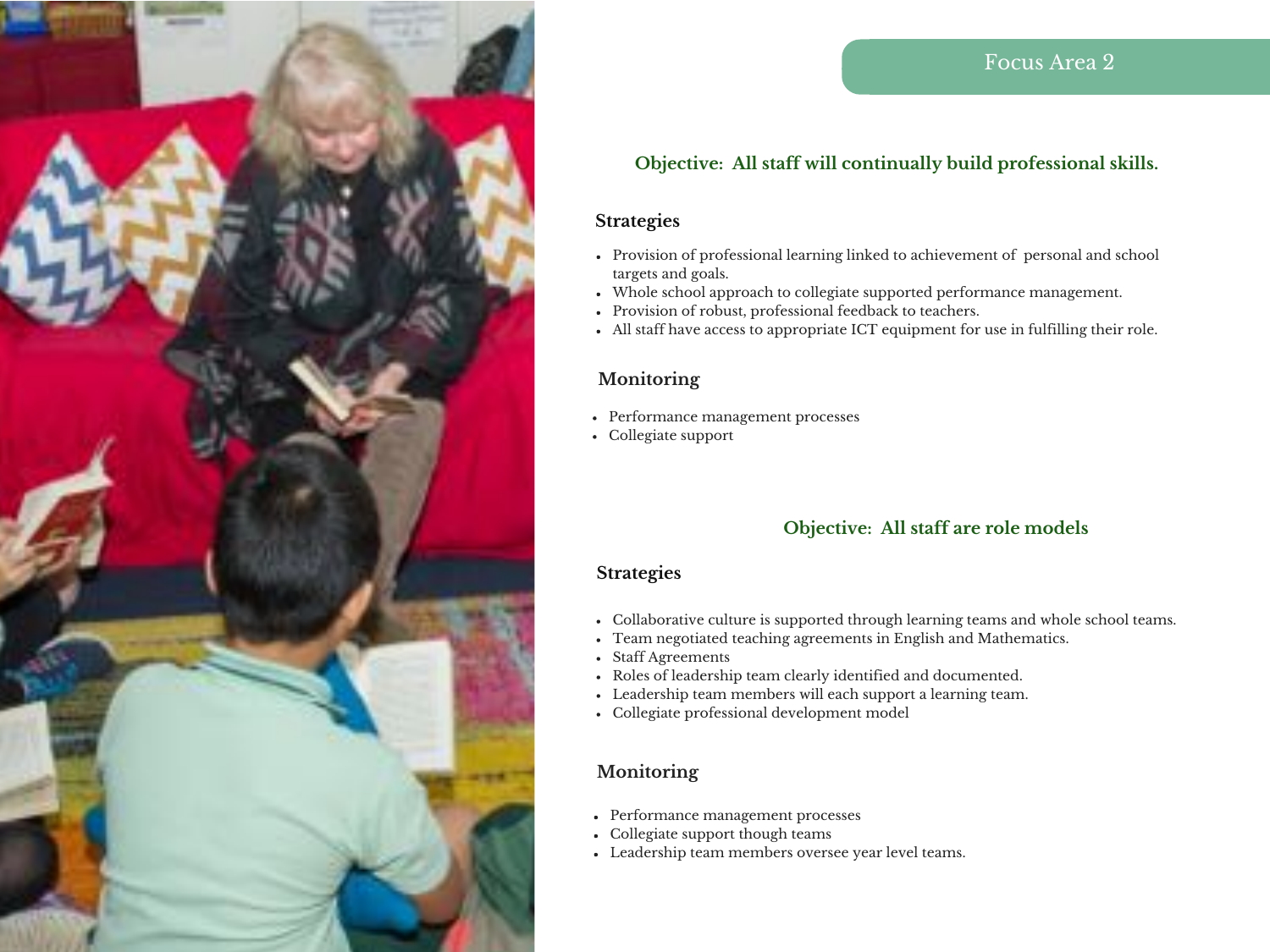## Focus Area 2

### Objective: All staff will continually build professional skills.

#### Strategies

- Provision of professional learning linked to achievement of personal and school targets and goals.
- Whole school approach to collegiate supported performance management.
- Provision of robust, professional feedback to teachers.
- All staff have access to appropriate ICT equipment for use in fulfilling their role.

#### Monitoring

- Performance management processes
- Collegiate support

### Objective: All staff are role models

#### Strategies

- Collaborative culture is supported through learning teams and whole school teams.
- Team negotiated teaching agreements in English and Mathematics.
- Staff Agreements
- Roles of leadership team clearly identified and documented.
- Leadership team members will each support a learning team.
- Collegiate professional development model

#### Monitoring

- Performance management processes
- Collegiate support though teams
- Leadership team members oversee year level teams.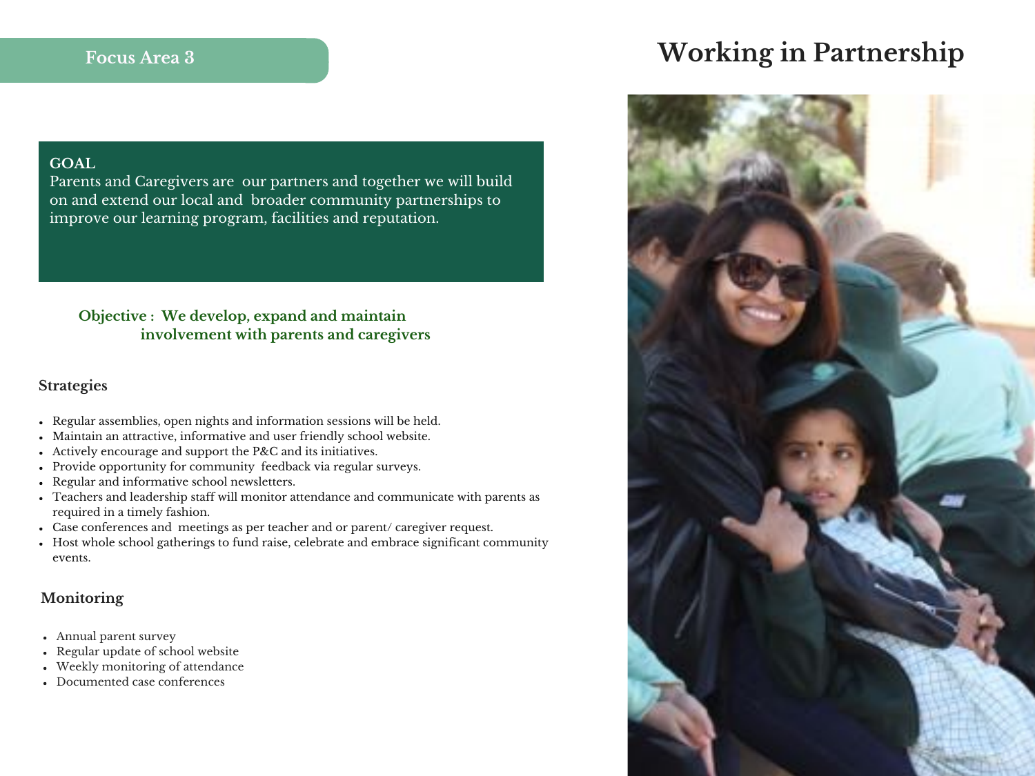Focus Area 3

# Working in Partnership

**GOAL**

Parents and Caregivers are our partners and together we will build on and extend our local and broader community partnerships to improve our learning program, facilities and reputation.

**Objective : We develop, expand and maintain involvement with parents and caregivers**

### Strategies

- Regular assemblies, open nights and information sessions will be held.
- Maintain an attractive, informative and user friendly school website.
- Actively encourage and support the P&C and its initiatives.
- Provide opportunity for community feedback via regular surveys.
- Regular and informative school newsletters.
- Teachers and leadership staff will monitor attendance and communicate with parents as required in a timely fashion.
- Case conferences and meetings as per teacher and or parent/ caregiver request.
- Host whole school gatherings to fund raise, celebrate and embrace significant community events.

### Monitoring

- Annual parent survey
- Regular update of school website
- Weekly monitoring of attendance
- Documented case conferences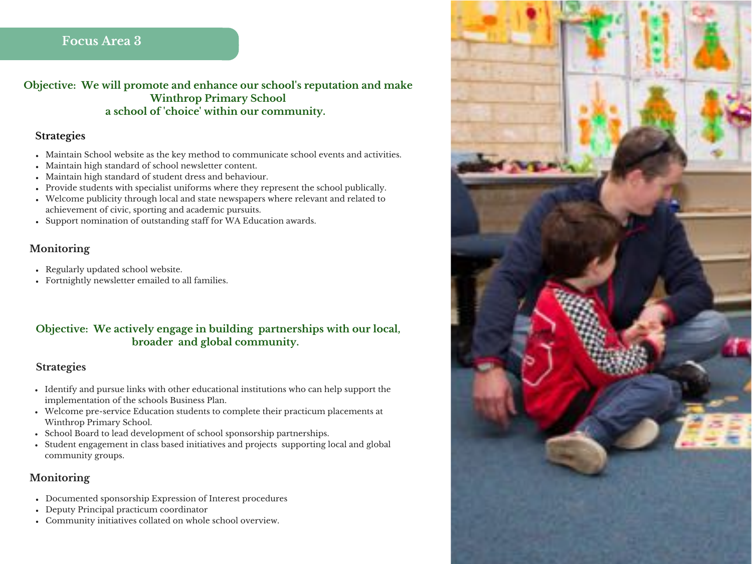## Focus Area 3

### Objective: We will promote and enhance our school's reputation and make Winthrop Primary School a school of 'choice' within our community.

#### Strategies

- Maintain School website as the key method to communicate school events and activities.
- Maintain high standard of school newsletter content.
- Maintain high standard of student dress and behaviour.
- Provide students with specialist uniforms where they represent the school publically.
- Welcome publicity through local and state newspapers where relevant and related to achievement of civic, sporting and academic pursuits.
- Support nomination of outstanding staff for WA Education awards.

#### Monitoring

- Regularly updated school website.
- Fortnightly newsletter emailed to all families.

### Objective: We actively engage in building partnerships with our local, broader and global community.

#### Strategies

- Identify and pursue links with other educational institutions who can help support the implementation of the schools Business Plan.
- Welcome pre-service Education students to complete their practicum placements at Winthrop Primary School.
- School Board to lead development of school sponsorship partnerships.
- Student engagement in class based initiatives and projects supporting local and global community groups.

#### Monitoring

- Documented sponsorship Expression of Interest procedures
- Deputy Principal practicum coordinator
- Community initiatives collated on whole school overview.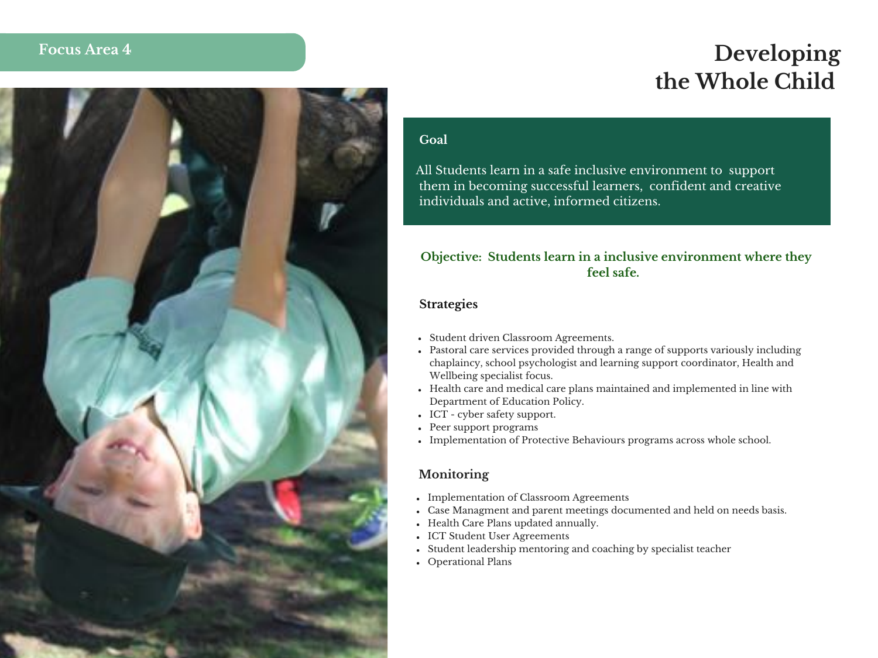Focus Area 4

# Developing the Whole Child

## Goal

All Students learn in a safe inclusive environment to support them in becoming successful learners, confident and creative individuals and active, informed citizens.

**Objective: Students learn in a inclusive environment where they feel safe.**

### Strategies

- Student driven Classroom Agreements.
- Pastoral care services provided through a range of supports variously including chaplaincy, school psychologist and learning support coordinator, Health and Wellbeing specialist focus.
- Health care and medical care plans maintained and implemented in line with Department of Education Policy.
- ICT - cyber safety support.
- Peer support programs
- Implementation of Protective Behaviours programs across whole school.

### Monitoring

- Implementation of Classroom Agreements
- Case Managment and parent meetings documented and held on needs basis.
- Health Care Plans updated annually.
- ICT Student User Agreements
- Student leadership mentoring and coaching by specialist teacher
- Operational Plans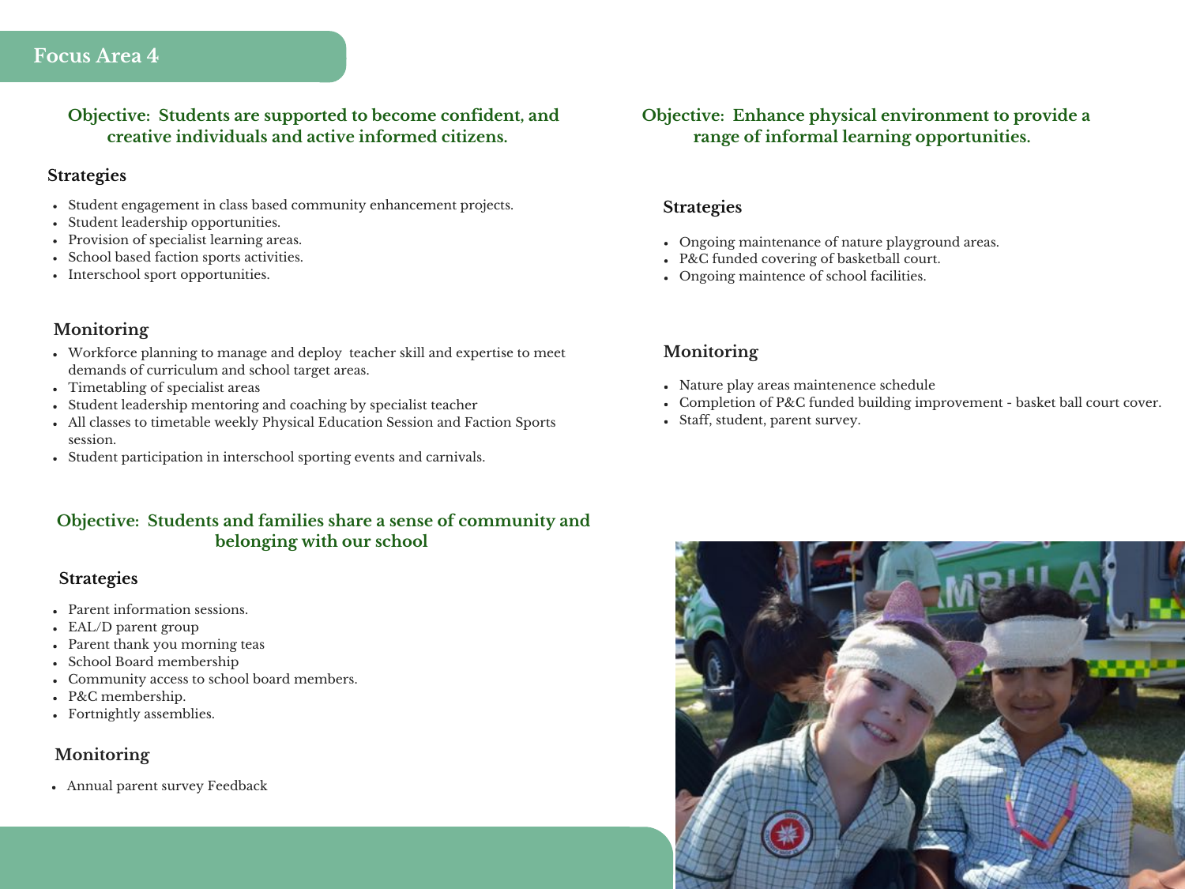# Focus Area 4

## Objective: Students are supported to become confident, and creative individuals and active informed citizens.

### Strategies

- Student engagement in class based community enhancement projects.
- Student leadership opportunities.
- Provision of specialist learning areas.
- School based faction sports activities.
- Interschool sport opportunities.

### Monitoring

- Workforce planning to manage and deploy teacher skill and expertise to meet demands of curriculum and school target areas.
- Timetabling of specialist areas
- Student leadership mentoring and coaching by specialist teacher
- All classes to timetable weekly Physical Education Session and Faction Sports session.
- Student participation in interschool sporting events and carnivals.

## Objective: Students and families share a sense of community and belonging with our school

### Strategies

- Parent information sessions.
- EAL/D parent group
- Parent thank you morning teas
- School Board membership
- Community access to school board members.
- P&C membership.
- Fortnightly assemblies.

### Monitoring

- Annual parent survey Feedback

## Objective: Enhance physical environment to provide a range of informal learning opportunities.

### Strategies

- Ongoing maintenance of nature playground areas.
- P&C funded covering of basketball court.
- Ongoing maintence of school facilities.

### Monitoring

- Nature play areas maintenence schedule
- Completion of P&C funded building improvement - basket ball court cover.
- Staff, student, parent survey.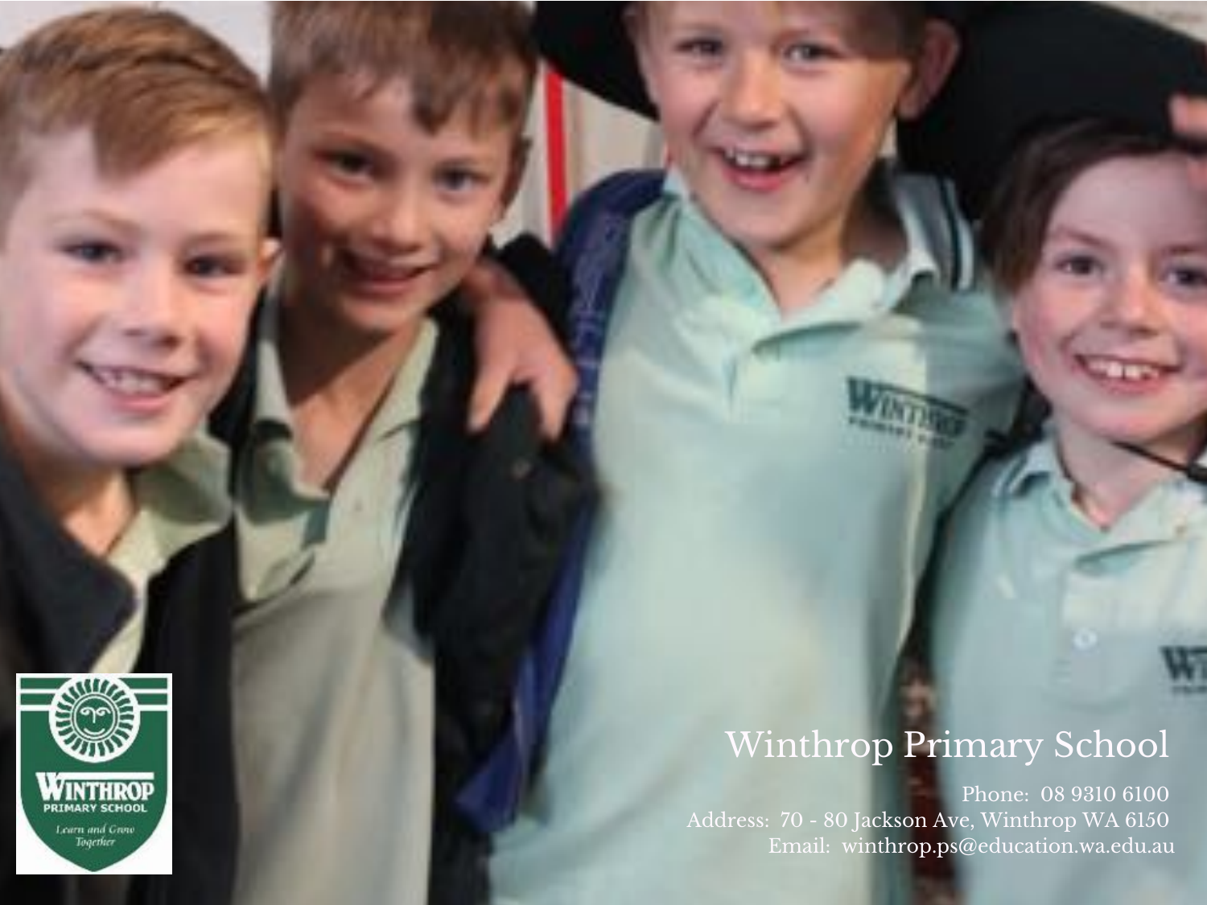# Winthrop Primary School

Phone: 08 9310 6100
Address: 70 - 80 Jackson Ave, Winthrop WA 6150
Email: winthrop.ps@education.wa.edu.au